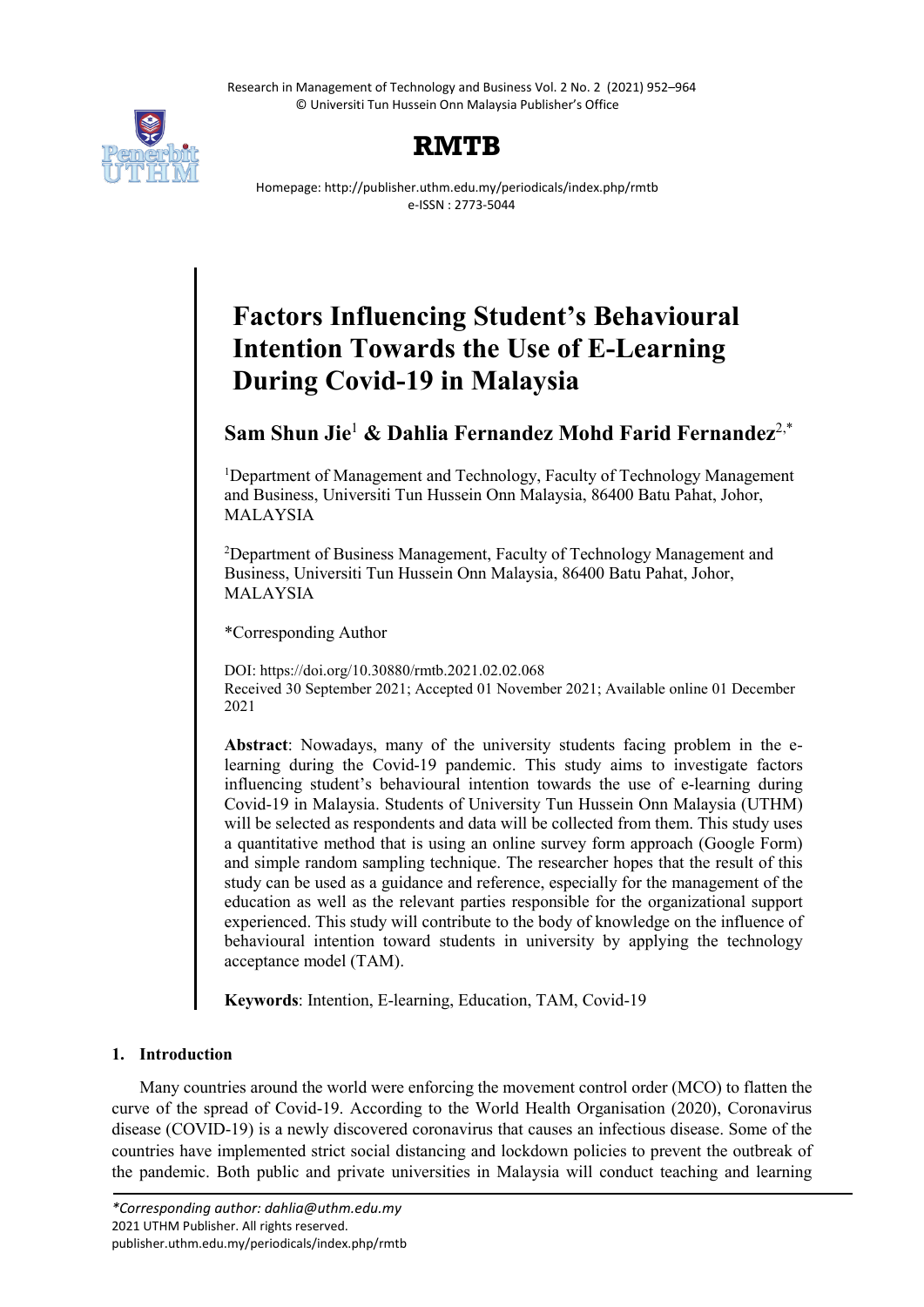# Factors Influencing Student's Behavioural Intention Towards the Use of E-Learning During Covid-19 in Malaysia

**Sam Shun Jie[1] & Dahlia Fernandez Mohd Farid Fernandez[2,*]**

[1]Department of Management and Technology, Faculty of Technology Management and Business, Universiti Tun Hussein Onn Malaysia, 86400 Batu Pahat, Johor, MALAYSIA

[2]Department of Business Management, Faculty of Technology Management and Business, Universiti Tun Hussein Onn Malaysia, 86400 Batu Pahat, Johor, MALAYSIA

*Corresponding Author

DOI: https://doi.org/10.30880/rmtb.2021.02.02.068
Received 30 September 2021; Accepted 01 November 2021; Available online 01 December 2021

**Abstract**: Nowadays, many of the university students facing problem in the e-learning during the Covid-19 pandemic. This study aims to investigate factors influencing student's behavioural intention towards the use of e-learning during Covid-19 in Malaysia. Students of University Tun Hussein Onn Malaysia (UTHM) will be selected as respondents and data will be collected from them. This study uses a quantitative method that is using an online survey form approach (Google Form) and simple random sampling technique. The researcher hopes that the result of this study can be used as a guidance and reference, especially for the management of the education as well as the relevant parties responsible for the organizational support experienced. This study will contribute to the body of knowledge on the influence of behavioural intention toward students in university by applying the technology acceptance model (TAM).

**Keywords**: Intention, E-learning, Education, TAM, Covid-19

## 1. Introduction

Many countries around the world were enforcing the movement control order (MCO) to flatten the curve of the spread of Covid-19. According to the World Health Organisation (2020), Coronavirus disease (COVID-19) is a newly discovered coronavirus that causes an infectious disease. Some of the countries have implemented strict social distancing and lockdown policies to prevent the outbreak of the pandemic. Both public and private universities in Malaysia will conduct teaching and learning

*Corresponding author: dahlia@uthm.edu.my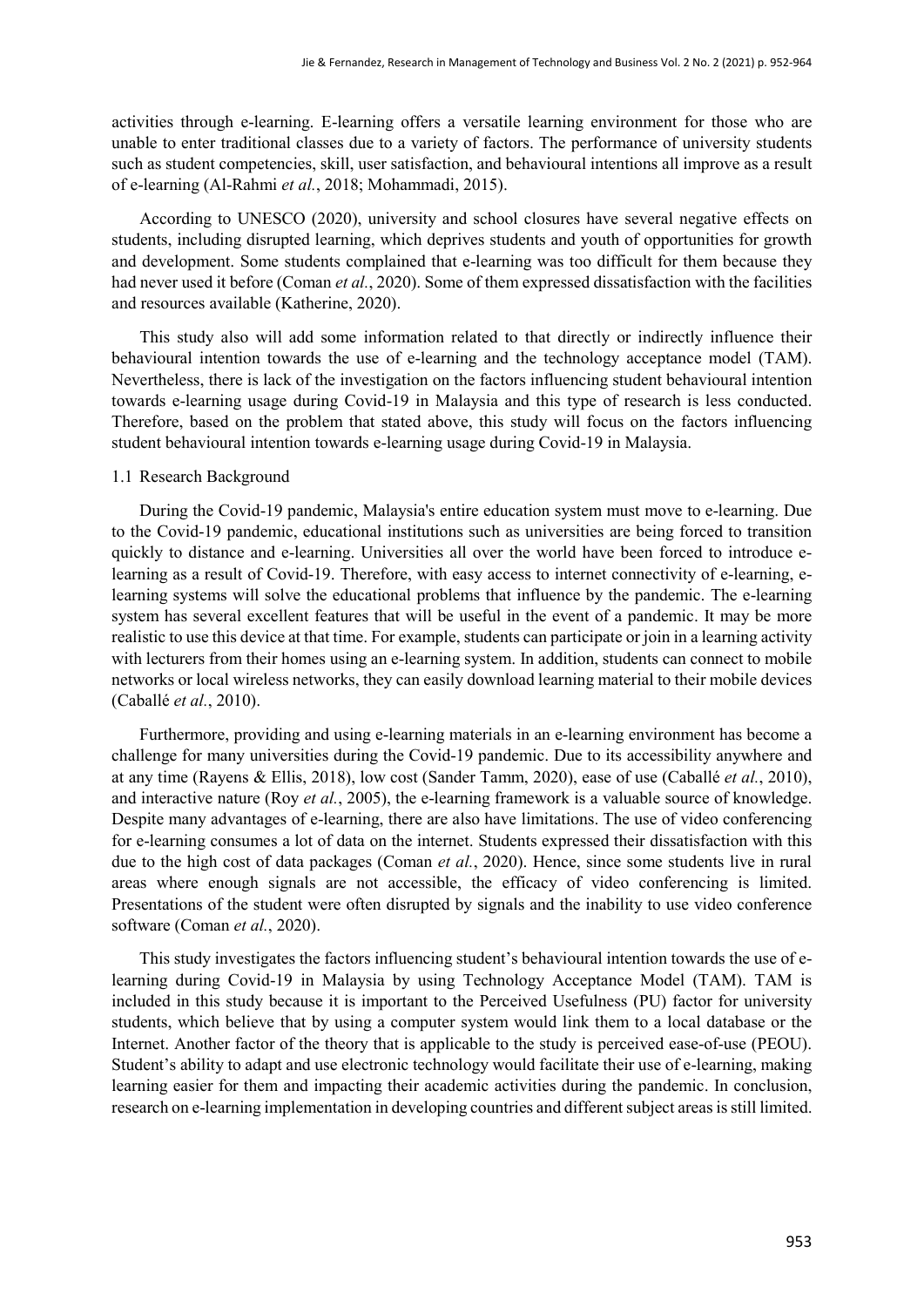activities through e-learning. E-learning offers a versatile learning environment for those who are unable to enter traditional classes due to a variety of factors. The performance of university students such as student competencies, skill, user satisfaction, and behavioural intentions all improve as a result of e-learning (Al-Rahmi *et al.*, 2018; Mohammadi, 2015).

According to UNESCO (2020), university and school closures have several negative effects on students, including disrupted learning, which deprives students and youth of opportunities for growth and development. Some students complained that e-learning was too difficult for them because they had never used it before (Coman *et al.*, 2020). Some of them expressed dissatisfaction with the facilities and resources available (Katherine, 2020).

This study also will add some information related to that directly or indirectly influence their behavioural intention towards the use of e-learning and the technology acceptance model (TAM). Nevertheless, there is lack of the investigation on the factors influencing student behavioural intention towards e-learning usage during Covid-19 in Malaysia and this type of research is less conducted. Therefore, based on the problem that stated above, this study will focus on the factors influencing student behavioural intention towards e-learning usage during Covid-19 in Malaysia.

### 1.1 Research Background

During the Covid-19 pandemic, Malaysia's entire education system must move to e-learning. Due to the Covid-19 pandemic, educational institutions such as universities are being forced to transition quickly to distance and e-learning. Universities all over the world have been forced to introduce e-learning as a result of Covid-19. Therefore, with easy access to internet connectivity of e-learning, e-learning systems will solve the educational problems that influence by the pandemic. The e-learning system has several excellent features that will be useful in the event of a pandemic. It may be more realistic to use this device at that time. For example, students can participate or join in a learning activity with lecturers from their homes using an e-learning system. In addition, students can connect to mobile networks or local wireless networks, they can easily download learning material to their mobile devices (Caballé *et al.*, 2010).

Furthermore, providing and using e-learning materials in an e-learning environment has become a challenge for many universities during the Covid-19 pandemic. Due to its accessibility anywhere and at any time (Rayens & Ellis, 2018), low cost (Sander Tamm, 2020), ease of use (Caballé *et al.*, 2010), and interactive nature (Roy *et al.*, 2005), the e-learning framework is a valuable source of knowledge. Despite many advantages of e-learning, there are also have limitations. The use of video conferencing for e-learning consumes a lot of data on the internet. Students expressed their dissatisfaction with this due to the high cost of data packages (Coman *et al.*, 2020). Hence, since some students live in rural areas where enough signals are not accessible, the efficacy of video conferencing is limited. Presentations of the student were often disrupted by signals and the inability to use video conference software (Coman *et al.*, 2020).

This study investigates the factors influencing student's behavioural intention towards the use of e-learning during Covid-19 in Malaysia by using Technology Acceptance Model (TAM). TAM is included in this study because it is important to the Perceived Usefulness (PU) factor for university students, which believe that by using a computer system would link them to a local database or the Internet. Another factor of the theory that is applicable to the study is perceived ease-of-use (PEOU). Student's ability to adapt and use electronic technology would facilitate their use of e-learning, making learning easier for them and impacting their academic activities during the pandemic. In conclusion, research on e-learning implementation in developing countries and different subject areas is still limited.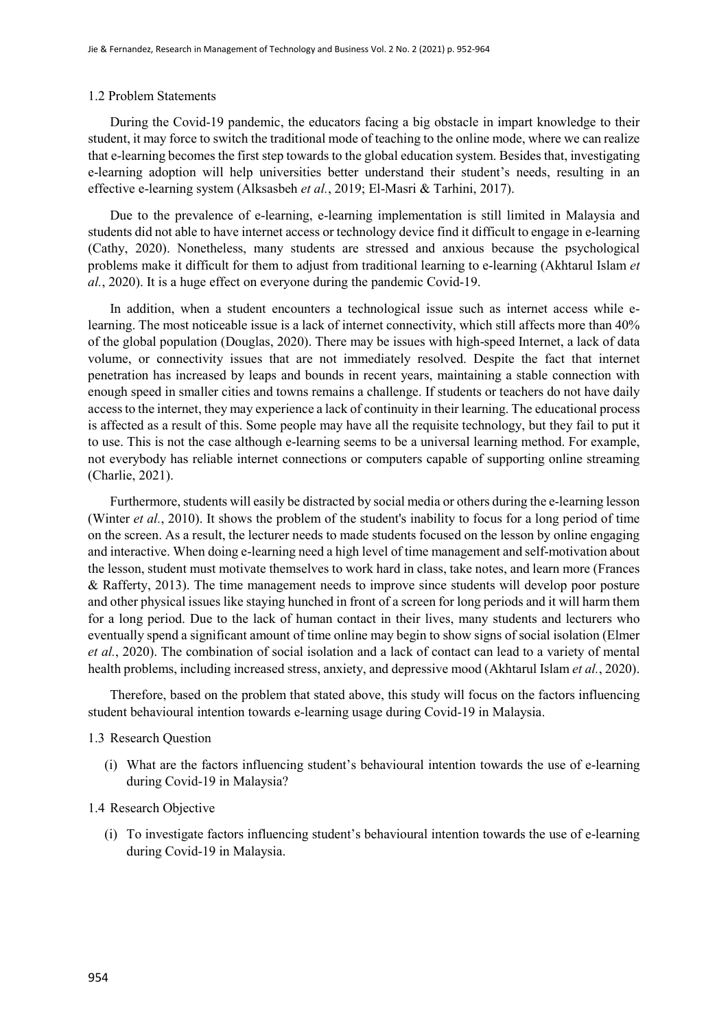### 1.2 Problem Statements

During the Covid-19 pandemic, the educators facing a big obstacle in impart knowledge to their student, it may force to switch the traditional mode of teaching to the online mode, where we can realize that e-learning becomes the first step towards to the global education system. Besides that, investigating e-learning adoption will help universities better understand their student's needs, resulting in an effective e-learning system (Alksasbeh *et al.*, 2019; El-Masri & Tarhini, 2017).

Due to the prevalence of e-learning, e-learning implementation is still limited in Malaysia and students did not able to have internet access or technology device find it difficult to engage in e-learning (Cathy, 2020). Nonetheless, many students are stressed and anxious because the psychological problems make it difficult for them to adjust from traditional learning to e-learning (Akhtarul Islam *et al.*, 2020). It is a huge effect on everyone during the pandemic Covid-19.

In addition, when a student encounters a technological issue such as internet access while e-learning. The most noticeable issue is a lack of internet connectivity, which still affects more than 40% of the global population (Douglas, 2020). There may be issues with high-speed Internet, a lack of data volume, or connectivity issues that are not immediately resolved. Despite the fact that internet penetration has increased by leaps and bounds in recent years, maintaining a stable connection with enough speed in smaller cities and towns remains a challenge. If students or teachers do not have daily access to the internet, they may experience a lack of continuity in their learning. The educational process is affected as a result of this. Some people may have all the requisite technology, but they fail to put it to use. This is not the case although e-learning seems to be a universal learning method. For example, not everybody has reliable internet connections or computers capable of supporting online streaming (Charlie, 2021).

Furthermore, students will easily be distracted by social media or others during the e-learning lesson (Winter *et al.*, 2010). It shows the problem of the student's inability to focus for a long period of time on the screen. As a result, the lecturer needs to made students focused on the lesson by online engaging and interactive. When doing e-learning need a high level of time management and self-motivation about the lesson, student must motivate themselves to work hard in class, take notes, and learn more (Frances & Rafferty, 2013). The time management needs to improve since students will develop poor posture and other physical issues like staying hunched in front of a screen for long periods and it will harm them for a long period. Due to the lack of human contact in their lives, many students and lecturers who eventually spend a significant amount of time online may begin to show signs of social isolation (Elmer *et al.*, 2020). The combination of social isolation and a lack of contact can lead to a variety of mental health problems, including increased stress, anxiety, and depressive mood (Akhtarul Islam *et al.*, 2020).

Therefore, based on the problem that stated above, this study will focus on the factors influencing student behavioural intention towards e-learning usage during Covid-19 in Malaysia.

### 1.3 Research Question

(i) What are the factors influencing student's behavioural intention towards the use of e-learning during Covid-19 in Malaysia?

### 1.4 Research Objective

(i) To investigate factors influencing student's behavioural intention towards the use of e-learning during Covid-19 in Malaysia.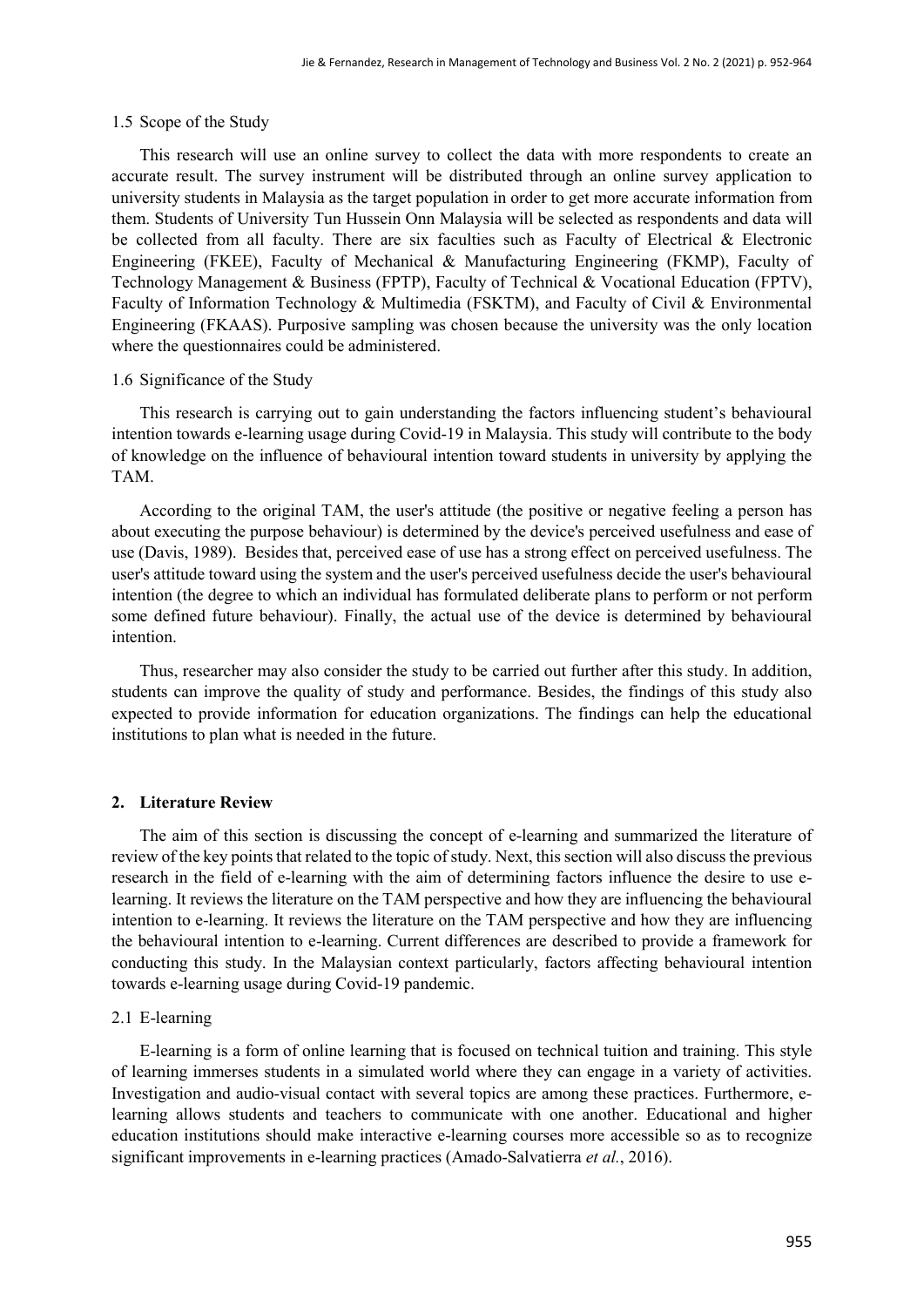### 1.5 Scope of the Study

This research will use an online survey to collect the data with more respondents to create an accurate result. The survey instrument will be distributed through an online survey application to university students in Malaysia as the target population in order to get more accurate information from them. Students of University Tun Hussein Onn Malaysia will be selected as respondents and data will be collected from all faculty. There are six faculties such as Faculty of Electrical & Electronic Engineering (FKEE), Faculty of Mechanical & Manufacturing Engineering (FKMP), Faculty of Technology Management & Business (FPTP), Faculty of Technical & Vocational Education (FPTV), Faculty of Information Technology & Multimedia (FSKTM), and Faculty of Civil & Environmental Engineering (FKAAS). Purposive sampling was chosen because the university was the only location where the questionnaires could be administered.

### 1.6 Significance of the Study

This research is carrying out to gain understanding the factors influencing student's behavioural intention towards e-learning usage during Covid-19 in Malaysia. This study will contribute to the body of knowledge on the influence of behavioural intention toward students in university by applying the TAM.

According to the original TAM, the user's attitude (the positive or negative feeling a person has about executing the purpose behaviour) is determined by the device's perceived usefulness and ease of use (Davis, 1989). Besides that, perceived ease of use has a strong effect on perceived usefulness. The user's attitude toward using the system and the user's perceived usefulness decide the user's behavioural intention (the degree to which an individual has formulated deliberate plans to perform or not perform some defined future behaviour). Finally, the actual use of the device is determined by behavioural intention.

Thus, researcher may also consider the study to be carried out further after this study. In addition, students can improve the quality of study and performance. Besides, the findings of this study also expected to provide information for education organizations. The findings can help the educational institutions to plan what is needed in the future.

## 2. Literature Review

The aim of this section is discussing the concept of e-learning and summarized the literature of review of the key points that related to the topic of study. Next, this section will also discuss the previous research in the field of e-learning with the aim of determining factors influence the desire to use e-learning. It reviews the literature on the TAM perspective and how they are influencing the behavioural intention to e-learning. It reviews the literature on the TAM perspective and how they are influencing the behavioural intention to e-learning. Current differences are described to provide a framework for conducting this study. In the Malaysian context particularly, factors affecting behavioural intention towards e-learning usage during Covid-19 pandemic.

### 2.1 E-learning

E-learning is a form of online learning that is focused on technical tuition and training. This style of learning immerses students in a simulated world where they can engage in a variety of activities. Investigation and audio-visual contact with several topics are among these practices. Furthermore, e-learning allows students and teachers to communicate with one another. Educational and higher education institutions should make interactive e-learning courses more accessible so as to recognize significant improvements in e-learning practices (Amado-Salvatierra *et al.*, 2016).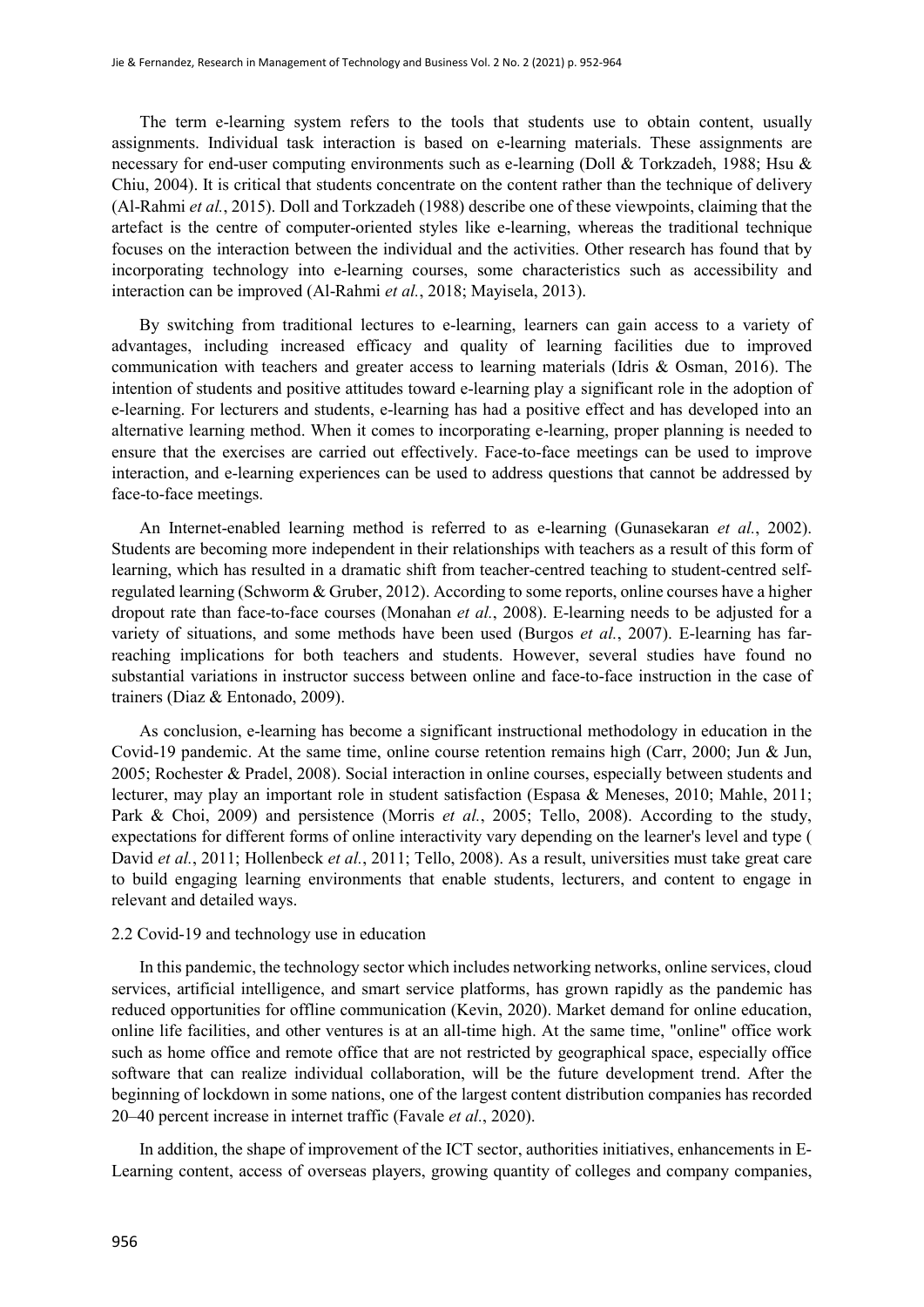The term e-learning system refers to the tools that students use to obtain content, usually assignments. Individual task interaction is based on e-learning materials. These assignments are necessary for end-user computing environments such as e-learning (Doll & Torkzadeh, 1988; Hsu & Chiu, 2004). It is critical that students concentrate on the content rather than the technique of delivery (Al-Rahmi *et al.*, 2015). Doll and Torkzadeh (1988) describe one of these viewpoints, claiming that the artefact is the centre of computer-oriented styles like e-learning, whereas the traditional technique focuses on the interaction between the individual and the activities. Other research has found that by incorporating technology into e-learning courses, some characteristics such as accessibility and interaction can be improved (Al-Rahmi *et al.*, 2018; Mayisela, 2013).

By switching from traditional lectures to e-learning, learners can gain access to a variety of advantages, including increased efficacy and quality of learning facilities due to improved communication with teachers and greater access to learning materials (Idris & Osman, 2016). The intention of students and positive attitudes toward e-learning play a significant role in the adoption of e-learning. For lecturers and students, e-learning has had a positive effect and has developed into an alternative learning method. When it comes to incorporating e-learning, proper planning is needed to ensure that the exercises are carried out effectively. Face-to-face meetings can be used to improve interaction, and e-learning experiences can be used to address questions that cannot be addressed by face-to-face meetings.

An Internet-enabled learning method is referred to as e-learning (Gunasekaran *et al.*, 2002). Students are becoming more independent in their relationships with teachers as a result of this form of learning, which has resulted in a dramatic shift from teacher-centred teaching to student-centred self-regulated learning (Schworm & Gruber, 2012). According to some reports, online courses have a higher dropout rate than face-to-face courses (Monahan *et al.*, 2008). E-learning needs to be adjusted for a variety of situations, and some methods have been used (Burgos *et al.*, 2007). E-learning has far-reaching implications for both teachers and students. However, several studies have found no substantial variations in instructor success between online and face-to-face instruction in the case of trainers (Diaz & Entonado, 2009).

As conclusion, e-learning has become a significant instructional methodology in education in the Covid-19 pandemic. At the same time, online course retention remains high (Carr, 2000; Jun & Jun, 2005; Rochester & Pradel, 2008). Social interaction in online courses, especially between students and lecturer, may play an important role in student satisfaction (Espasa & Meneses, 2010; Mahle, 2011; Park & Choi, 2009) and persistence (Morris *et al.*, 2005; Tello, 2008). According to the study, expectations for different forms of online interactivity vary depending on the learner's level and type ( David *et al.*, 2011; Hollenbeck *et al.*, 2011; Tello, 2008). As a result, universities must take great care to build engaging learning environments that enable students, lecturers, and content to engage in relevant and detailed ways.

### 2.2 Covid-19 and technology use in education

In this pandemic, the technology sector which includes networking networks, online services, cloud services, artificial intelligence, and smart service platforms, has grown rapidly as the pandemic has reduced opportunities for offline communication (Kevin, 2020). Market demand for online education, online life facilities, and other ventures is at an all-time high. At the same time, "online" office work such as home office and remote office that are not restricted by geographical space, especially office software that can realize individual collaboration, will be the future development trend. After the beginning of lockdown in some nations, one of the largest content distribution companies has recorded 20–40 percent increase in internet traffic (Favale *et al.*, 2020).

In addition, the shape of improvement of the ICT sector, authorities initiatives, enhancements in E-Learning content, access of overseas players, growing quantity of colleges and company companies,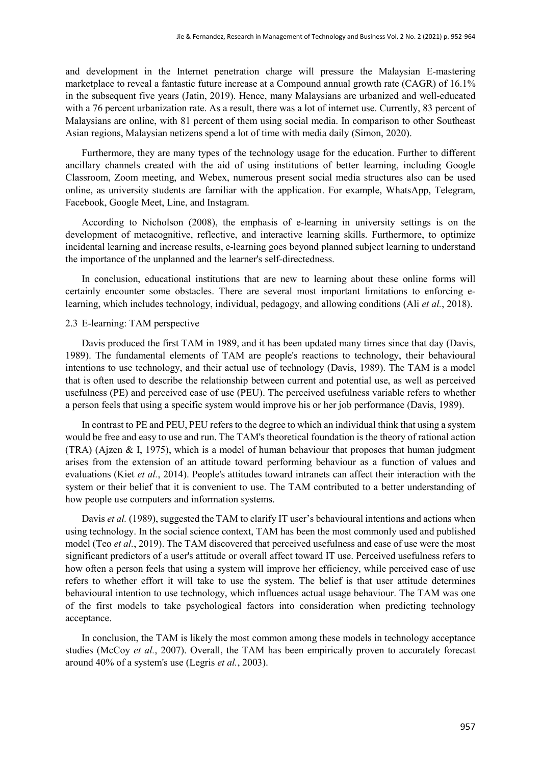and development in the Internet penetration charge will pressure the Malaysian E-mastering marketplace to reveal a fantastic future increase at a Compound annual growth rate (CAGR) of 16.1% in the subsequent five years (Jatin, 2019). Hence, many Malaysians are urbanized and well-educated with a 76 percent urbanization rate. As a result, there was a lot of internet use. Currently, 83 percent of Malaysians are online, with 81 percent of them using social media. In comparison to other Southeast Asian regions, Malaysian netizens spend a lot of time with media daily (Simon, 2020).

Furthermore, they are many types of the technology usage for the education. Further to different ancillary channels created with the aid of using institutions of better learning, including Google Classroom, Zoom meeting, and Webex, numerous present social media structures also can be used online, as university students are familiar with the application. For example, WhatsApp, Telegram, Facebook, Google Meet, Line, and Instagram.

According to Nicholson (2008), the emphasis of e-learning in university settings is on the development of metacognitive, reflective, and interactive learning skills. Furthermore, to optimize incidental learning and increase results, e-learning goes beyond planned subject learning to understand the importance of the unplanned and the learner's self-directedness.

In conclusion, educational institutions that are new to learning about these online forms will certainly encounter some obstacles. There are several most important limitations to enforcing e-learning, which includes technology, individual, pedagogy, and allowing conditions (Ali *et al.*, 2018).

### 2.3 E-learning: TAM perspective

Davis produced the first TAM in 1989, and it has been updated many times since that day (Davis, 1989). The fundamental elements of TAM are people's reactions to technology, their behavioural intentions to use technology, and their actual use of technology (Davis, 1989). The TAM is a model that is often used to describe the relationship between current and potential use, as well as perceived usefulness (PE) and perceived ease of use (PEU). The perceived usefulness variable refers to whether a person feels that using a specific system would improve his or her job performance (Davis, 1989).

In contrast to PE and PEU, PEU refers to the degree to which an individual think that using a system would be free and easy to use and run. The TAM's theoretical foundation is the theory of rational action (TRA) (Ajzen & I, 1975), which is a model of human behaviour that proposes that human judgment arises from the extension of an attitude toward performing behaviour as a function of values and evaluations (Kiet *et al.*, 2014). People's attitudes toward intranets can affect their interaction with the system or their belief that it is convenient to use. The TAM contributed to a better understanding of how people use computers and information systems.

Davis *et al.* (1989), suggested the TAM to clarify IT user's behavioural intentions and actions when using technology. In the social science context, TAM has been the most commonly used and published model (Teo *et al.*, 2019). The TAM discovered that perceived usefulness and ease of use were the most significant predictors of a user's attitude or overall affect toward IT use. Perceived usefulness refers to how often a person feels that using a system will improve her efficiency, while perceived ease of use refers to whether effort it will take to use the system. The belief is that user attitude determines behavioural intention to use technology, which influences actual usage behaviour. The TAM was one of the first models to take psychological factors into consideration when predicting technology acceptance.

In conclusion, the TAM is likely the most common among these models in technology acceptance studies (McCoy *et al.*, 2007). Overall, the TAM has been empirically proven to accurately forecast around 40% of a system's use (Legris *et al.*, 2003).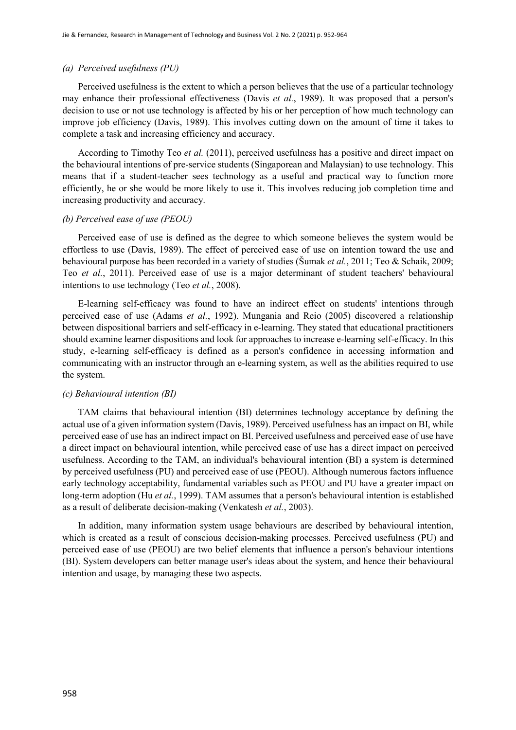*(a) Perceived usefulness (PU)*

Perceived usefulness is the extent to which a person believes that the use of a particular technology may enhance their professional effectiveness (Davis *et al*., 1989). It was proposed that a person's decision to use or not use technology is affected by his or her perception of how much technology can improve job efficiency (Davis, 1989). This involves cutting down on the amount of time it takes to complete a task and increasing efficiency and accuracy.

According to Timothy Teo *et al.* (2011), perceived usefulness has a positive and direct impact on the behavioural intentions of pre-service students (Singaporean and Malaysian) to use technology. This means that if a student-teacher sees technology as a useful and practical way to function more efficiently, he or she would be more likely to use it. This involves reducing job completion time and increasing productivity and accuracy.

*(b) Perceived ease of use (PEOU)*

Perceived ease of use is defined as the degree to which someone believes the system would be effortless to use (Davis, 1989). The effect of perceived ease of use on intention toward the use and behavioural purpose has been recorded in a variety of studies (Šumak *et al.*, 2011; Teo & Schaik, 2009; Teo *et al*., 2011). Perceived ease of use is a major determinant of student teachers' behavioural intentions to use technology (Teo *et al.*, 2008).

E-learning self-efficacy was found to have an indirect effect on students' intentions through perceived ease of use (Adams *et al*., 1992). Mungania and Reio (2005) discovered a relationship between dispositional barriers and self-efficacy in e-learning. They stated that educational practitioners should examine learner dispositions and look for approaches to increase e-learning self-efficacy. In this study, e-learning self-efficacy is defined as a person's confidence in accessing information and communicating with an instructor through an e-learning system, as well as the abilities required to use the system.

*(c) Behavioural intention (BI)*

TAM claims that behavioural intention (BI) determines technology acceptance by defining the actual use of a given information system (Davis, 1989). Perceived usefulness has an impact on BI, while perceived ease of use has an indirect impact on BI. Perceived usefulness and perceived ease of use have a direct impact on behavioural intention, while perceived ease of use has a direct impact on perceived usefulness. According to the TAM, an individual's behavioural intention (BI) a system is determined by perceived usefulness (PU) and perceived ease of use (PEOU). Although numerous factors influence early technology acceptability, fundamental variables such as PEOU and PU have a greater impact on long-term adoption (Hu *et al.*, 1999). TAM assumes that a person's behavioural intention is established as a result of deliberate decision-making (Venkatesh *et al.*, 2003).

In addition, many information system usage behaviours are described by behavioural intention, which is created as a result of conscious decision-making processes. Perceived usefulness (PU) and perceived ease of use (PEOU) are two belief elements that influence a person's behaviour intentions (BI). System developers can better manage user's ideas about the system, and hence their behavioural intention and usage, by managing these two aspects.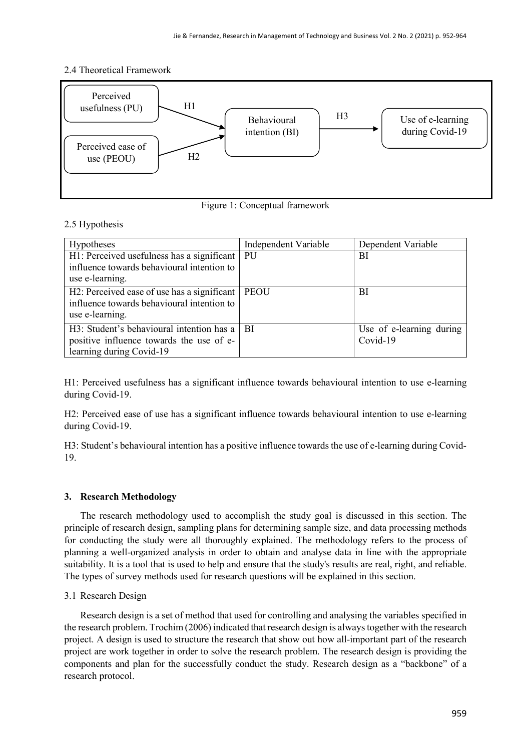## 2.4 Theoretical Framework

Perceived usefulness (PU) —H1→ Behavioural intention (BI)

Perceived ease of use (PEOU) —H2→ Behavioural intention (BI)

Behavioural intention (BI) —H3→ Use of e-learning during Covid-19

Figure 1: Conceptual framework

## 2.5 Hypothesis

| Hypotheses | Independent Variable | Dependent Variable |
|---|---|---|
| H1: Perceived usefulness has a significant influence towards behavioural intention to use e-learning. | PU | BI |
| H2: Perceived ease of use has a significant influence towards behavioural intention to use e-learning. | PEOU | BI |
| H3: Student's behavioural intention has a positive influence towards the use of e-learning during Covid-19 | BI | Use of e-learning during Covid-19 |

H1: Perceived usefulness has a significant influence towards behavioural intention to use e-learning during Covid-19.

H2: Perceived ease of use has a significant influence towards behavioural intention to use e-learning during Covid-19.

H3: Student's behavioural intention has a positive influence towards the use of e-learning during Covid-19.

## 3. Research Methodology

The research methodology used to accomplish the study goal is discussed in this section. The principle of research design, sampling plans for determining sample size, and data processing methods for conducting the study were all thoroughly explained. The methodology refers to the process of planning a well-organized analysis in order to obtain and analyse data in line with the appropriate suitability. It is a tool that is used to help and ensure that the study's results are real, right, and reliable. The types of survey methods used for research questions will be explained in this section.

### 3.1 Research Design

Research design is a set of method that used for controlling and analysing the variables specified in the research problem. Trochim (2006) indicated that research design is always together with the research project. A design is used to structure the research that show out how all-important part of the research project are work together in order to solve the research problem. The research design is providing the components and plan for the successfully conduct the study. Research design as a "backbone" of a research protocol.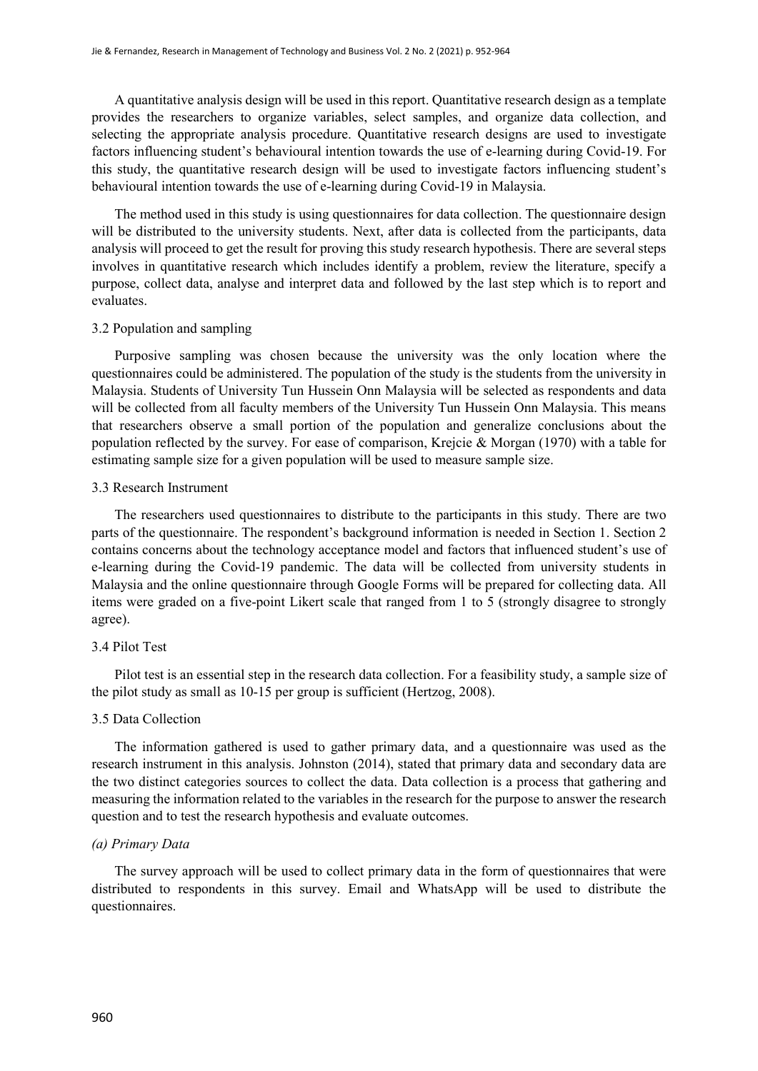A quantitative analysis design will be used in this report. Quantitative research design as a template provides the researchers to organize variables, select samples, and organize data collection, and selecting the appropriate analysis procedure. Quantitative research designs are used to investigate factors influencing student's behavioural intention towards the use of e-learning during Covid-19. For this study, the quantitative research design will be used to investigate factors influencing student's behavioural intention towards the use of e-learning during Covid-19 in Malaysia.

The method used in this study is using questionnaires for data collection. The questionnaire design will be distributed to the university students. Next, after data is collected from the participants, data analysis will proceed to get the result for proving this study research hypothesis. There are several steps involves in quantitative research which includes identify a problem, review the literature, specify a purpose, collect data, analyse and interpret data and followed by the last step which is to report and evaluates.

### 3.2 Population and sampling

Purposive sampling was chosen because the university was the only location where the questionnaires could be administered. The population of the study is the students from the university in Malaysia. Students of University Tun Hussein Onn Malaysia will be selected as respondents and data will be collected from all faculty members of the University Tun Hussein Onn Malaysia. This means that researchers observe a small portion of the population and generalize conclusions about the population reflected by the survey. For ease of comparison, Krejcie & Morgan (1970) with a table for estimating sample size for a given population will be used to measure sample size.

### 3.3 Research Instrument

The researchers used questionnaires to distribute to the participants in this study. There are two parts of the questionnaire. The respondent's background information is needed in Section 1. Section 2 contains concerns about the technology acceptance model and factors that influenced student's use of e-learning during the Covid-19 pandemic. The data will be collected from university students in Malaysia and the online questionnaire through Google Forms will be prepared for collecting data. All items were graded on a five-point Likert scale that ranged from 1 to 5 (strongly disagree to strongly agree).

### 3.4 Pilot Test

Pilot test is an essential step in the research data collection. For a feasibility study, a sample size of the pilot study as small as 10-15 per group is sufficient (Hertzog, 2008).

### 3.5 Data Collection

The information gathered is used to gather primary data, and a questionnaire was used as the research instrument in this analysis. Johnston (2014), stated that primary data and secondary data are the two distinct categories sources to collect the data. Data collection is a process that gathering and measuring the information related to the variables in the research for the purpose to answer the research question and to test the research hypothesis and evaluate outcomes.

#### *(a) Primary Data*

The survey approach will be used to collect primary data in the form of questionnaires that were distributed to respondents in this survey. Email and WhatsApp will be used to distribute the questionnaires.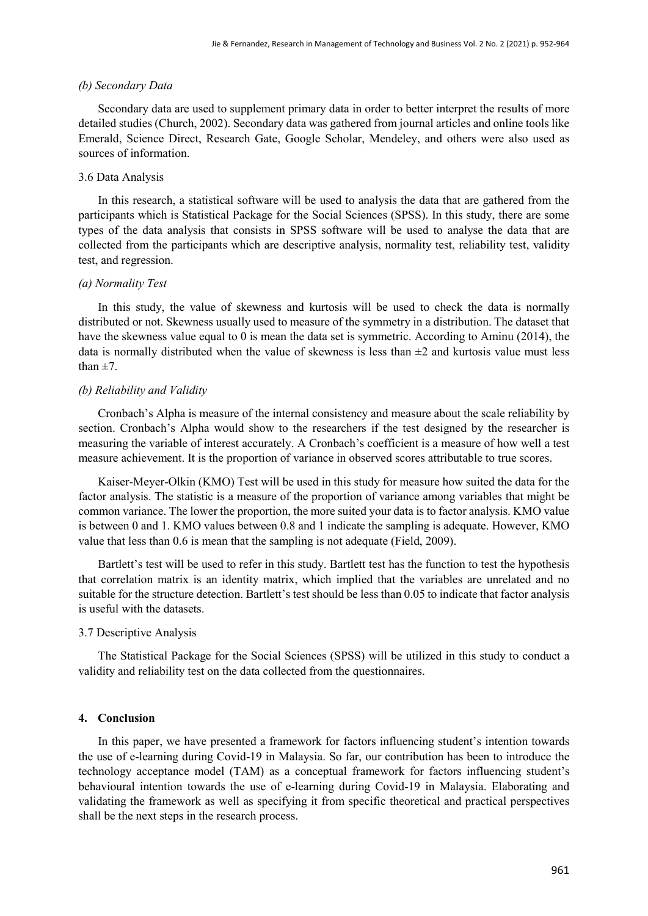*(b) Secondary Data*

Secondary data are used to supplement primary data in order to better interpret the results of more detailed studies (Church, 2002). Secondary data was gathered from journal articles and online tools like Emerald, Science Direct, Research Gate, Google Scholar, Mendeley, and others were also used as sources of information.

### 3.6 Data Analysis

In this research, a statistical software will be used to analysis the data that are gathered from the participants which is Statistical Package for the Social Sciences (SPSS). In this study, there are some types of the data analysis that consists in SPSS software will be used to analyse the data that are collected from the participants which are descriptive analysis, normality test, reliability test, validity test, and regression.

*(a) Normality Test*

In this study, the value of skewness and kurtosis will be used to check the data is normally distributed or not. Skewness usually used to measure of the symmetry in a distribution. The dataset that have the skewness value equal to 0 is mean the data set is symmetric. According to Aminu (2014), the data is normally distributed when the value of skewness is less than $\pm 2$ and kurtosis value must less than $\pm 7$.

*(b) Reliability and Validity*

Cronbach's Alpha is measure of the internal consistency and measure about the scale reliability by section. Cronbach's Alpha would show to the researchers if the test designed by the researcher is measuring the variable of interest accurately. A Cronbach's coefficient is a measure of how well a test measure achievement. It is the proportion of variance in observed scores attributable to true scores.

Kaiser-Meyer-Olkin (KMO) Test will be used in this study for measure how suited the data for the factor analysis. The statistic is a measure of the proportion of variance among variables that might be common variance. The lower the proportion, the more suited your data is to factor analysis. KMO value is between 0 and 1. KMO values between 0.8 and 1 indicate the sampling is adequate. However, KMO value that less than 0.6 is mean that the sampling is not adequate (Field, 2009).

Bartlett's test will be used to refer in this study. Bartlett test has the function to test the hypothesis that correlation matrix is an identity matrix, which implied that the variables are unrelated and no suitable for the structure detection. Bartlett's test should be less than 0.05 to indicate that factor analysis is useful with the datasets.

### 3.7 Descriptive Analysis

The Statistical Package for the Social Sciences (SPSS) will be utilized in this study to conduct a validity and reliability test on the data collected from the questionnaires.

## 4. Conclusion

In this paper, we have presented a framework for factors influencing student's intention towards the use of e-learning during Covid-19 in Malaysia. So far, our contribution has been to introduce the technology acceptance model (TAM) as a conceptual framework for factors influencing student's behavioural intention towards the use of e-learning during Covid-19 in Malaysia. Elaborating and validating the framework as well as specifying it from specific theoretical and practical perspectives shall be the next steps in the research process.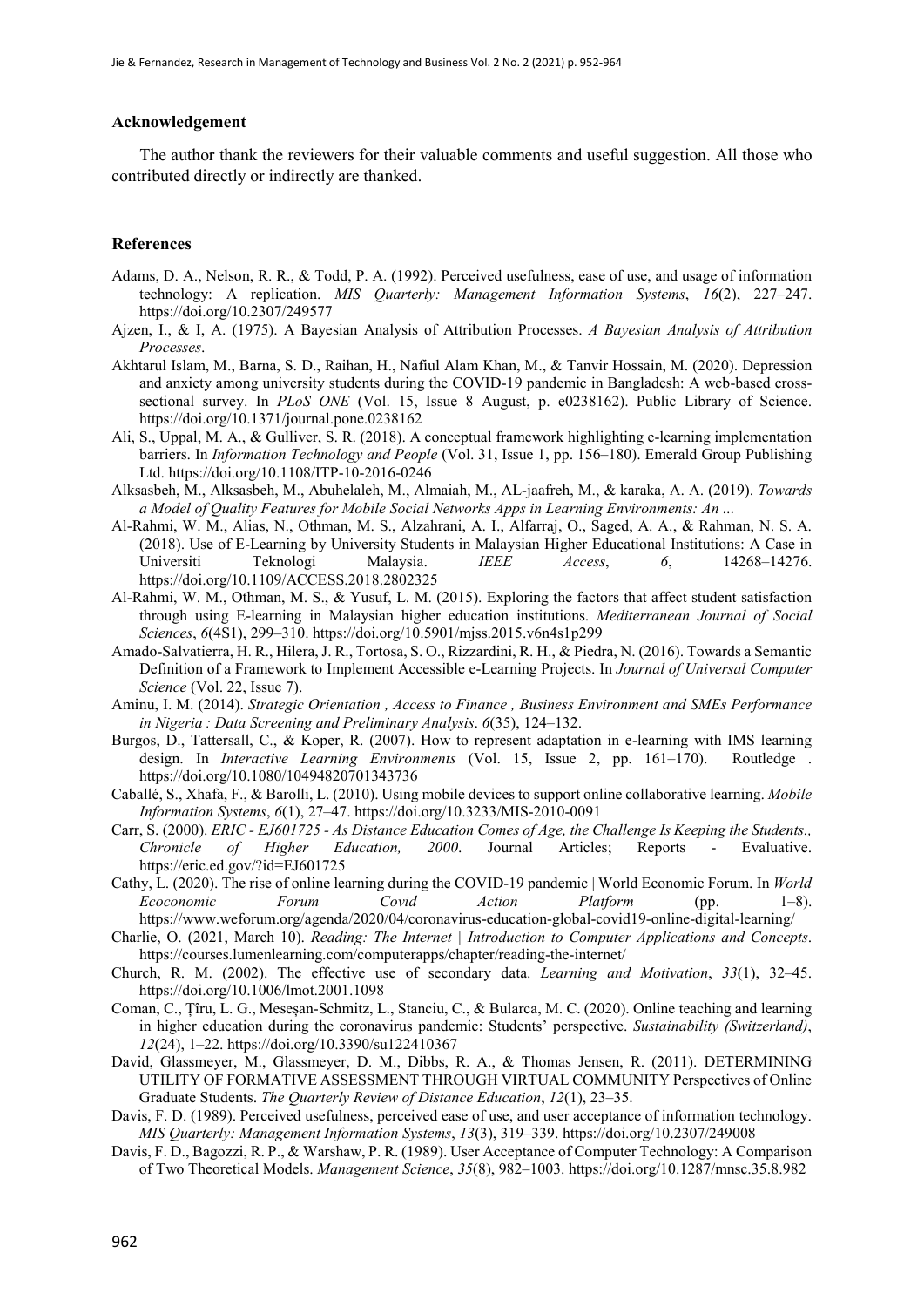### Acknowledgement

The author thank the reviewers for their valuable comments and useful suggestion. All those who contributed directly or indirectly are thanked.

### References

Adams, D. A., Nelson, R. R., & Todd, P. A. (1992). Perceived usefulness, ease of use, and usage of information technology: A replication. *MIS Quarterly: Management Information Systems*, *16*(2), 227–247. https://doi.org/10.2307/249577

Ajzen, I., & I, A. (1975). A Bayesian Analysis of Attribution Processes. *A Bayesian Analysis of Attribution Processes*.

Akhtarul Islam, M., Barna, S. D., Raihan, H., Nafiul Alam Khan, M., & Tanvir Hossain, M. (2020). Depression and anxiety among university students during the COVID-19 pandemic in Bangladesh: A web-based cross-sectional survey. In *PLoS ONE* (Vol. 15, Issue 8 August, p. e0238162). Public Library of Science. https://doi.org/10.1371/journal.pone.0238162

Ali, S., Uppal, M. A., & Gulliver, S. R. (2018). A conceptual framework highlighting e-learning implementation barriers. In *Information Technology and People* (Vol. 31, Issue 1, pp. 156–180). Emerald Group Publishing Ltd. https://doi.org/10.1108/ITP-10-2016-0246

Alksasbeh, M., Alksasbeh, M., Abuhelaleh, M., Almaiah, M., AL-jaafreh, M., & karaka, A. A. (2019). *Towards a Model of Quality Features for Mobile Social Networks Apps in Learning Environments: An ...*

Al-Rahmi, W. M., Alias, N., Othman, M. S., Alzahrani, A. I., Alfarraj, O., Saged, A. A., & Rahman, N. S. A. (2018). Use of E-Learning by University Students in Malaysian Higher Educational Institutions: A Case in Universiti Teknologi Malaysia. *IEEE Access*, *6*, 14268–14276. https://doi.org/10.1109/ACCESS.2018.2802325

Al-Rahmi, W. M., Othman, M. S., & Yusuf, L. M. (2015). Exploring the factors that affect student satisfaction through using E-learning in Malaysian higher education institutions. *Mediterranean Journal of Social Sciences*, *6*(4S1), 299–310. https://doi.org/10.5901/mjss.2015.v6n4s1p299

Amado-Salvatierra, H. R., Hilera, J. R., Tortosa, S. O., Rizzardini, R. H., & Piedra, N. (2016). Towards a Semantic Definition of a Framework to Implement Accessible e-Learning Projects. In *Journal of Universal Computer Science* (Vol. 22, Issue 7).

Aminu, I. M. (2014). *Strategic Orientation , Access to Finance , Business Environment and SMEs Performance in Nigeria : Data Screening and Preliminary Analysis*. *6*(35), 124–132.

Burgos, D., Tattersall, C., & Koper, R. (2007). How to represent adaptation in e-learning with IMS learning design. In *Interactive Learning Environments* (Vol. 15, Issue 2, pp. 161–170). Routledge . https://doi.org/10.1080/10494820701343736

Caballé, S., Xhafa, F., & Barolli, L. (2010). Using mobile devices to support online collaborative learning. *Mobile Information Systems*, *6*(1), 27–47. https://doi.org/10.3233/MIS-2010-0091

Carr, S. (2000). *ERIC - EJ601725 - As Distance Education Comes of Age, the Challenge Is Keeping the Students., Chronicle of Higher Education, 2000*. Journal Articles; Reports - Evaluative. https://eric.ed.gov/?id=EJ601725

Cathy, L. (2020). The rise of online learning during the COVID-19 pandemic | World Economic Forum. In *World Ecoconomic Forum Covid Action Platform* (pp. 1–8). https://www.weforum.org/agenda/2020/04/coronavirus-education-global-covid19-online-digital-learning/

Charlie, O. (2021, March 10). *Reading: The Internet | Introduction to Computer Applications and Concepts*. https://courses.lumenlearning.com/computerapps/chapter/reading-the-internet/

Church, R. M. (2002). The effective use of secondary data. *Learning and Motivation*, *33*(1), 32–45. https://doi.org/10.1006/lmot.2001.1098

Coman, C., Țîru, L. G., Meseșan-Schmitz, L., Stanciu, C., & Bularca, M. C. (2020). Online teaching and learning in higher education during the coronavirus pandemic: Students' perspective. *Sustainability (Switzerland)*, *12*(24), 1–22. https://doi.org/10.3390/su122410367

David, Glassmeyer, M., Glassmeyer, D. M., Dibbs, R. A., & Thomas Jensen, R. (2011). DETERMINING UTILITY OF FORMATIVE ASSESSMENT THROUGH VIRTUAL COMMUNITY Perspectives of Online Graduate Students. *The Quarterly Review of Distance Education*, *12*(1), 23–35.

Davis, F. D. (1989). Perceived usefulness, perceived ease of use, and user acceptance of information technology. *MIS Quarterly: Management Information Systems*, *13*(3), 319–339. https://doi.org/10.2307/249008

Davis, F. D., Bagozzi, R. P., & Warshaw, P. R. (1989). User Acceptance of Computer Technology: A Comparison of Two Theoretical Models. *Management Science*, *35*(8), 982–1003. https://doi.org/10.1287/mnsc.35.8.982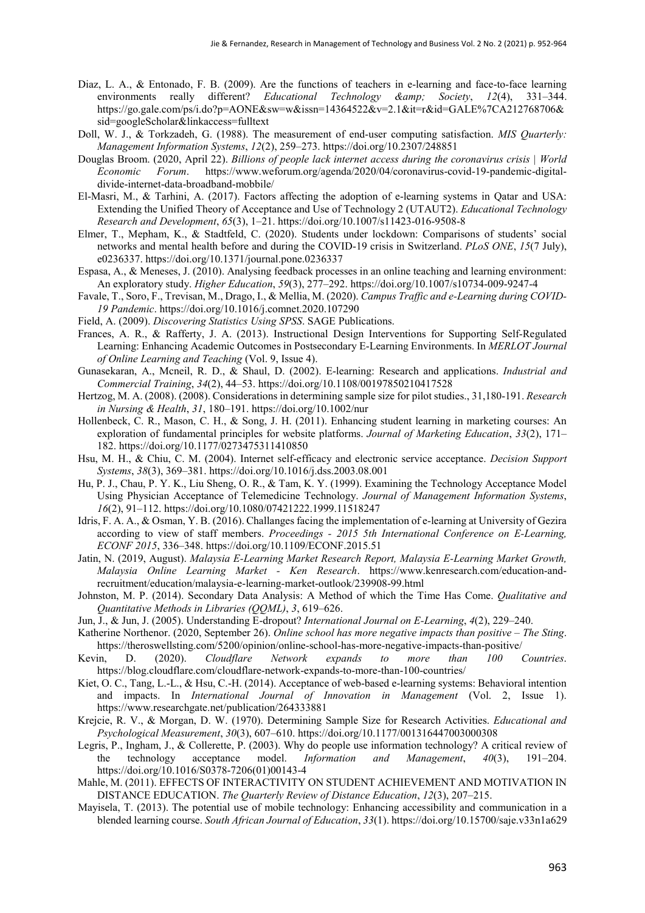Diaz, L. A., & Entonado, F. B. (2009). Are the functions of teachers in e-learning and face-to-face learning environments really different? *Educational Technology &amp; Society*, *12*(4), 331–344. https://go.gale.com/ps/i.do?p=AONE&sw=w&issn=14364522&v=2.1&it=r&id=GALE%7CA212768706&sid=googleScholar&linkaccess=fulltext

Doll, W. J., & Torkzadeh, G. (1988). The measurement of end-user computing satisfaction. *MIS Quarterly: Management Information Systems*, *12*(2), 259–273. https://doi.org/10.2307/248851

Douglas Broom. (2020, April 22). *Billions of people lack internet access during the coronavirus crisis | World Economic Forum*. https://www.weforum.org/agenda/2020/04/coronavirus-covid-19-pandemic-digital-divide-internet-data-broadband-mobbile/

El-Masri, M., & Tarhini, A. (2017). Factors affecting the adoption of e-learning systems in Qatar and USA: Extending the Unified Theory of Acceptance and Use of Technology 2 (UTAUT2). *Educational Technology Research and Development*, *65*(3), 1–21. https://doi.org/10.1007/s11423-016-9508-8

Elmer, T., Mepham, K., & Stadtfeld, C. (2020). Students under lockdown: Comparisons of students' social networks and mental health before and during the COVID-19 crisis in Switzerland. *PLoS ONE*, *15*(7 July), e0236337. https://doi.org/10.1371/journal.pone.0236337

Espasa, A., & Meneses, J. (2010). Analysing feedback processes in an online teaching and learning environment: An exploratory study. *Higher Education*, *59*(3), 277–292. https://doi.org/10.1007/s10734-009-9247-4

Favale, T., Soro, F., Trevisan, M., Drago, I., & Mellia, M. (2020). *Campus Traffic and e-Learning during COVID-19 Pandemic*. https://doi.org/10.1016/j.comnet.2020.107290

Field, A. (2009). *Discovering Statistics Using SPSS*. SAGE Publications.

Frances, A. R., & Rafferty, J. A. (2013). Instructional Design Interventions for Supporting Self-Regulated Learning: Enhancing Academic Outcomes in Postsecondary E-Learning Environments. In *MERLOT Journal of Online Learning and Teaching* (Vol. 9, Issue 4).

Gunasekaran, A., Mcneil, R. D., & Shaul, D. (2002). E-learning: Research and applications. *Industrial and Commercial Training*, *34*(2), 44–53. https://doi.org/10.1108/00197850210417528

Hertzog, M. A. (2008). (2008). Considerations in determining sample size for pilot studies., 31,180-191. *Research in Nursing & Health*, *31*, 180–191. https://doi.org/10.1002/nur

Hollenbeck, C. R., Mason, C. H., & Song, J. H. (2011). Enhancing student learning in marketing courses: An exploration of fundamental principles for website platforms. *Journal of Marketing Education*, *33*(2), 171–182. https://doi.org/10.1177/0273475311410850

Hsu, M. H., & Chiu, C. M. (2004). Internet self-efficacy and electronic service acceptance. *Decision Support Systems*, *38*(3), 369–381. https://doi.org/10.1016/j.dss.2003.08.001

Hu, P. J., Chau, P. Y. K., Liu Sheng, O. R., & Tam, K. Y. (1999). Examining the Technology Acceptance Model Using Physician Acceptance of Telemedicine Technology. *Journal of Management Information Systems*, *16*(2), 91–112. https://doi.org/10.1080/07421222.1999.11518247

Idris, F. A. A., & Osman, Y. B. (2016). Challanges facing the implementation of e-learning at University of Gezira according to view of staff members. *Proceedings - 2015 5th International Conference on E-Learning, ECONF 2015*, 336–348. https://doi.org/10.1109/ECONF.2015.51

Jatin, N. (2019, August). *Malaysia E-Learning Market Research Report, Malaysia E-Learning Market Growth, Malaysia Online Learning Market - Ken Research*. https://www.kenresearch.com/education-and-recruitment/education/malaysia-e-learning-market-outlook/239908-99.html

Johnston, M. P. (2014). Secondary Data Analysis: A Method of which the Time Has Come. *Qualitative and Quantitative Methods in Libraries (QQML)*, *3*, 619–626.

Jun, J., & Jun, J. (2005). Understanding E-dropout? *International Journal on E-Learning*, *4*(2), 229–240.

Katherine Northenor. (2020, September 26). *Online school has more negative impacts than positive – The Sting*. https://theroswellsting.com/5200/opinion/online-school-has-more-negative-impacts-than-positive/

Kevin, D. (2020). *Cloudflare Network expands to more than 100 Countries*. https://blog.cloudflare.com/cloudflare-network-expands-to-more-than-100-countries/

Kiet, O. C., Tang, L.-L., & Hsu, C.-H. (2014). Acceptance of web-based e-learning systems: Behavioral intention and impacts. In *International Journal of Innovation in Management* (Vol. 2, Issue 1). https://www.researchgate.net/publication/264333881

Krejcie, R. V., & Morgan, D. W. (1970). Determining Sample Size for Research Activities. *Educational and Psychological Measurement*, *30*(3), 607–610. https://doi.org/10.1177/001316447003000308

Legris, P., Ingham, J., & Collerette, P. (2003). Why do people use information technology? A critical review of the technology acceptance model. *Information and Management*, *40*(3), 191–204. https://doi.org/10.1016/S0378-7206(01)00143-4

Mahle, M. (2011). EFFECTS OF INTERACTIVITY ON STUDENT ACHIEVEMENT AND MOTIVATION IN DISTANCE EDUCATION. *The Quarterly Review of Distance Education*, *12*(3), 207–215.

Mayisela, T. (2013). The potential use of mobile technology: Enhancing accessibility and communication in a blended learning course. *South African Journal of Education*, *33*(1). https://doi.org/10.15700/saje.v33n1a629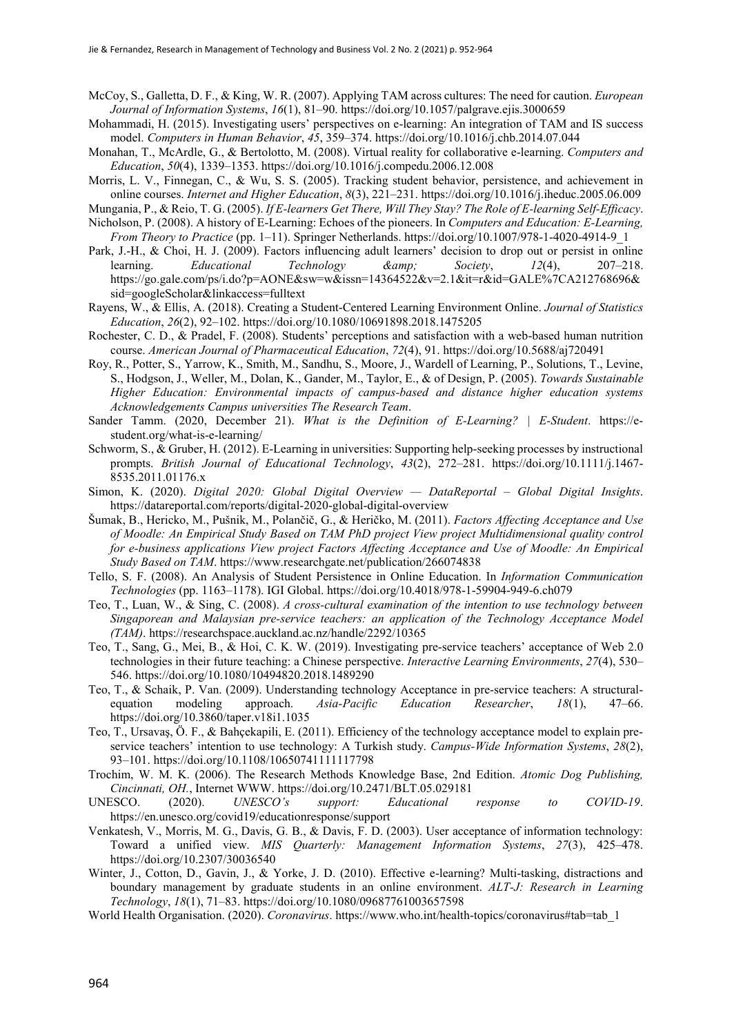McCoy, S., Galletta, D. F., & King, W. R. (2007). Applying TAM across cultures: The need for caution. *European Journal of Information Systems*, *16*(1), 81–90. https://doi.org/10.1057/palgrave.ejis.3000659

Mohammadi, H. (2015). Investigating users' perspectives on e-learning: An integration of TAM and IS success model. *Computers in Human Behavior*, *45*, 359–374. https://doi.org/10.1016/j.chb.2014.07.044

Monahan, T., McArdle, G., & Bertolotto, M. (2008). Virtual reality for collaborative e-learning. *Computers and Education*, *50*(4), 1339–1353. https://doi.org/10.1016/j.compedu.2006.12.008

Morris, L. V., Finnegan, C., & Wu, S. S. (2005). Tracking student behavior, persistence, and achievement in online courses. *Internet and Higher Education*, *8*(3), 221–231. https://doi.org/10.1016/j.iheduc.2005.06.009

Mungania, P., & Reio, T. G. (2005). *If E-learners Get There, Will They Stay? The Role of E-learning Self-Efficacy*.

Nicholson, P. (2008). A history of E-Learning: Echoes of the pioneers. In *Computers and Education: E-Learning, From Theory to Practice* (pp. 1–11). Springer Netherlands. https://doi.org/10.1007/978-1-4020-4914-9_1

Park, J.-H., & Choi, H. J. (2009). Factors influencing adult learners' decision to drop out or persist in online learning. *Educational Technology &amp; Society*, *12*(4), 207–218. https://go.gale.com/ps/i.do?p=AONE&sw=w&issn=14364522&v=2.1&it=r&id=GALE%7CA212768696&sid=googleScholar&linkaccess=fulltext

Rayens, W., & Ellis, A. (2018). Creating a Student-Centered Learning Environment Online. *Journal of Statistics Education*, *26*(2), 92–102. https://doi.org/10.1080/10691898.2018.1475205

Rochester, C. D., & Pradel, F. (2008). Students' perceptions and satisfaction with a web-based human nutrition course. *American Journal of Pharmaceutical Education*, *72*(4), 91. https://doi.org/10.5688/aj720491

Roy, R., Potter, S., Yarrow, K., Smith, M., Sandhu, S., Moore, J., Wardell of Learning, P., Solutions, T., Levine, S., Hodgson, J., Weller, M., Dolan, K., Gander, M., Taylor, E., & of Design, P. (2005). *Towards Sustainable Higher Education: Environmental impacts of campus-based and distance higher education systems Acknowledgements Campus universities The Research Team*.

Sander Tamm. (2020, December 21). *What is the Definition of E-Learning? | E-Student*. https://e-student.org/what-is-e-learning/

Schworm, S., & Gruber, H. (2012). E-Learning in universities: Supporting help-seeking processes by instructional prompts. *British Journal of Educational Technology*, *43*(2), 272–281. https://doi.org/10.1111/j.1467-8535.2011.01176.x

Simon, K. (2020). *Digital 2020: Global Digital Overview — DataReportal – Global Digital Insights*. https://datareportal.com/reports/digital-2020-global-digital-overview

Šumak, B., Hericko, M., Pušnik, M., Polančič, G., & Heričko, M. (2011). *Factors Affecting Acceptance and Use of Moodle: An Empirical Study Based on TAM PhD project View project Multidimensional quality control for e-business applications View project Factors Affecting Acceptance and Use of Moodle: An Empirical Study Based on TAM*. https://www.researchgate.net/publication/266074838

Tello, S. F. (2008). An Analysis of Student Persistence in Online Education. In *Information Communication Technologies* (pp. 1163–1178). IGI Global. https://doi.org/10.4018/978-1-59904-949-6.ch079

Teo, T., Luan, W., & Sing, C. (2008). *A cross-cultural examination of the intention to use technology between Singaporean and Malaysian pre-service teachers: an application of the Technology Acceptance Model (TAM)*. https://researchspace.auckland.ac.nz/handle/2292/10365

Teo, T., Sang, G., Mei, B., & Hoi, C. K. W. (2019). Investigating pre-service teachers' acceptance of Web 2.0 technologies in their future teaching: a Chinese perspective. *Interactive Learning Environments*, *27*(4), 530–546. https://doi.org/10.1080/10494820.2018.1489290

Teo, T., & Schaik, P. Van. (2009). Understanding technology Acceptance in pre-service teachers: A structural-equation modeling approach. *Asia-Pacific Education Researcher*, *18*(1), 47–66. https://doi.org/10.3860/taper.v18i1.1035

Teo, T., Ursavaş, Ö. F., & Bahçekapili, E. (2011). Efficiency of the technology acceptance model to explain pre-service teachers' intention to use technology: A Turkish study. *Campus-Wide Information Systems*, *28*(2), 93–101. https://doi.org/10.1108/10650741111117798

Trochim, W. M. K. (2006). The Research Methods Knowledge Base, 2nd Edition. *Atomic Dog Publishing, Cincinnati, OH.*, Internet WWW. https://doi.org/10.2471/BLT.05.029181

UNESCO. (2020). *UNESCO's support: Educational response to COVID-19*. https://en.unesco.org/covid19/educationresponse/support

Venkatesh, V., Morris, M. G., Davis, G. B., & Davis, F. D. (2003). User acceptance of information technology: Toward a unified view. *MIS Quarterly: Management Information Systems*, *27*(3), 425–478. https://doi.org/10.2307/30036540

Winter, J., Cotton, D., Gavin, J., & Yorke, J. D. (2010). Effective e-learning? Multi-tasking, distractions and boundary management by graduate students in an online environment. *ALT-J: Research in Learning Technology*, *18*(1), 71–83. https://doi.org/10.1080/09687761003657598

World Health Organisation. (2020). *Coronavirus*. https://www.who.int/health-topics/coronavirus#tab=tab_1